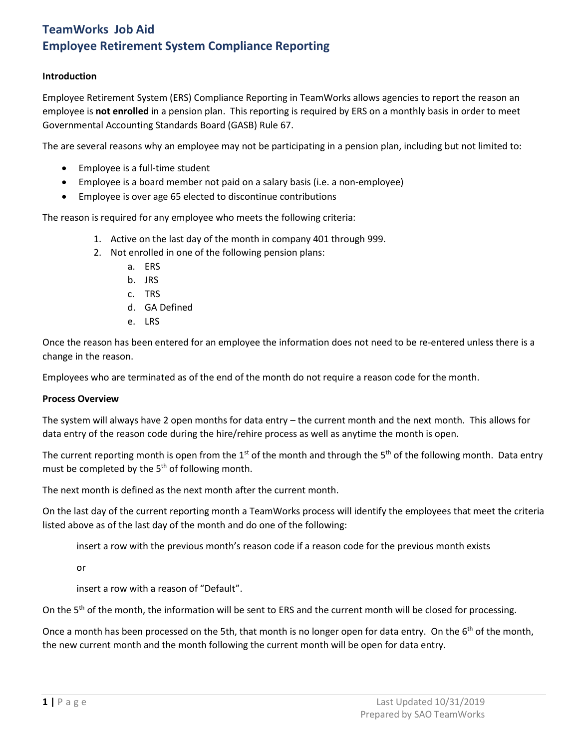# TeamWorks Job Aid
# Employee Retirement System Compliance Reporting

**Introduction**

Employee Retirement System (ERS) Compliance Reporting in TeamWorks allows agencies to report the reason an employee is **not enrolled** in a pension plan. This reporting is required by ERS on a monthly basis in order to meet Governmental Accounting Standards Board (GASB) Rule 67.

The are several reasons why an employee may not be participating in a pension plan, including but not limited to:

- Employee is a full-time student
- Employee is a board member not paid on a salary basis (i.e. a non-employee)
- Employee is over age 65 elected to discontinue contributions

The reason is required for any employee who meets the following criteria:

1. Active on the last day of the month in company 401 through 999.
2. Not enrolled in one of the following pension plans:
   a. ERS
   b. JRS
   c. TRS
   d. GA Defined
   e. LRS

Once the reason has been entered for an employee the information does not need to be re-entered unless there is a change in the reason.

Employees who are terminated as of the end of the month do not require a reason code for the month.

**Process Overview**

The system will always have 2 open months for data entry – the current month and the next month. This allows for data entry of the reason code during the hire/rehire process as well as anytime the month is open.

The current reporting month is open from the 1st of the month and through the 5th of the following month. Data entry must be completed by the 5th of following month.

The next month is defined as the next month after the current month.

On the last day of the current reporting month a TeamWorks process will identify the employees that meet the criteria listed above as of the last day of the month and do one of the following:

insert a row with the previous month's reason code if a reason code for the previous month exists

or

insert a row with a reason of "Default".

On the 5th of the month, the information will be sent to ERS and the current month will be closed for processing.

Once a month has been processed on the 5th, that month is no longer open for data entry. On the 6th of the month, the new current month and the month following the current month will be open for data entry.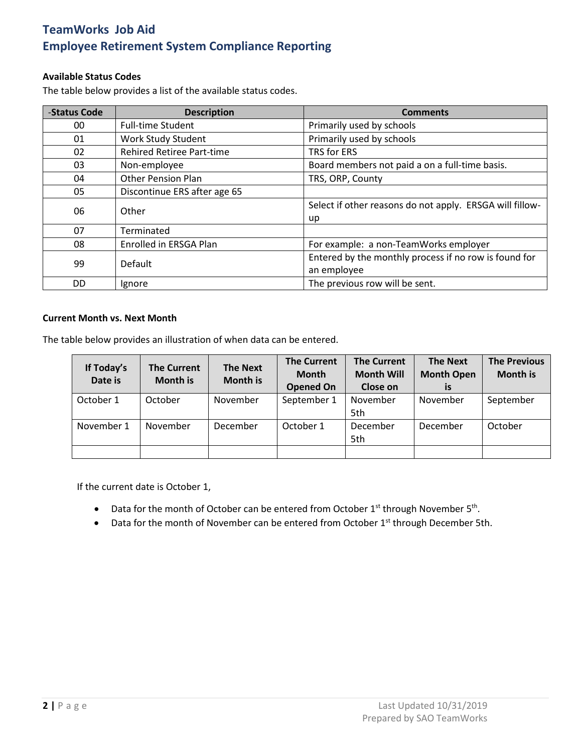**Available Status Codes**

The table below provides a list of the available status codes.

| -Status Code | Description | Comments |
|---|---|---|
| 00 | Full-time Student | Primarily used by schools |
| 01 | Work Study Student | Primarily used by schools |
| 02 | Rehired Retiree Part-time | TRS for ERS |
| 03 | Non-employee | Board members not paid a on a full-time basis. |
| 04 | Other Pension Plan | TRS, ORP, County |
| 05 | Discontinue ERS after age 65 | |
| 06 | Other | Select if other reasons do not apply. ERSGA will fillow-up |
| 07 | Terminated | |
| 08 | Enrolled in ERSGA Plan | For example: a non-TeamWorks employer |
| 99 | Default | Entered by the monthly process if no row is found for an employee |
| DD | Ignore | The previous row will be sent. |

**Current Month vs. Next Month**

The table below provides an illustration of when data can be entered.

| If Today's Date is | The Current Month is | The Next Month is | The Current Month Opened On | The Current Month Will Close on | The Next Month Open is | The Previous Month is |
|---|---|---|---|---|---|---|
| October 1 | October | November | September 1 | November 5th | November | September |
| November 1 | November | December | October 1 | December 5th | December | October |
| | | | | | | |

If the current date is October 1,

- Data for the month of October can be entered from October 1st through November 5th.
- Data for the month of November can be entered from October 1st through December 5th.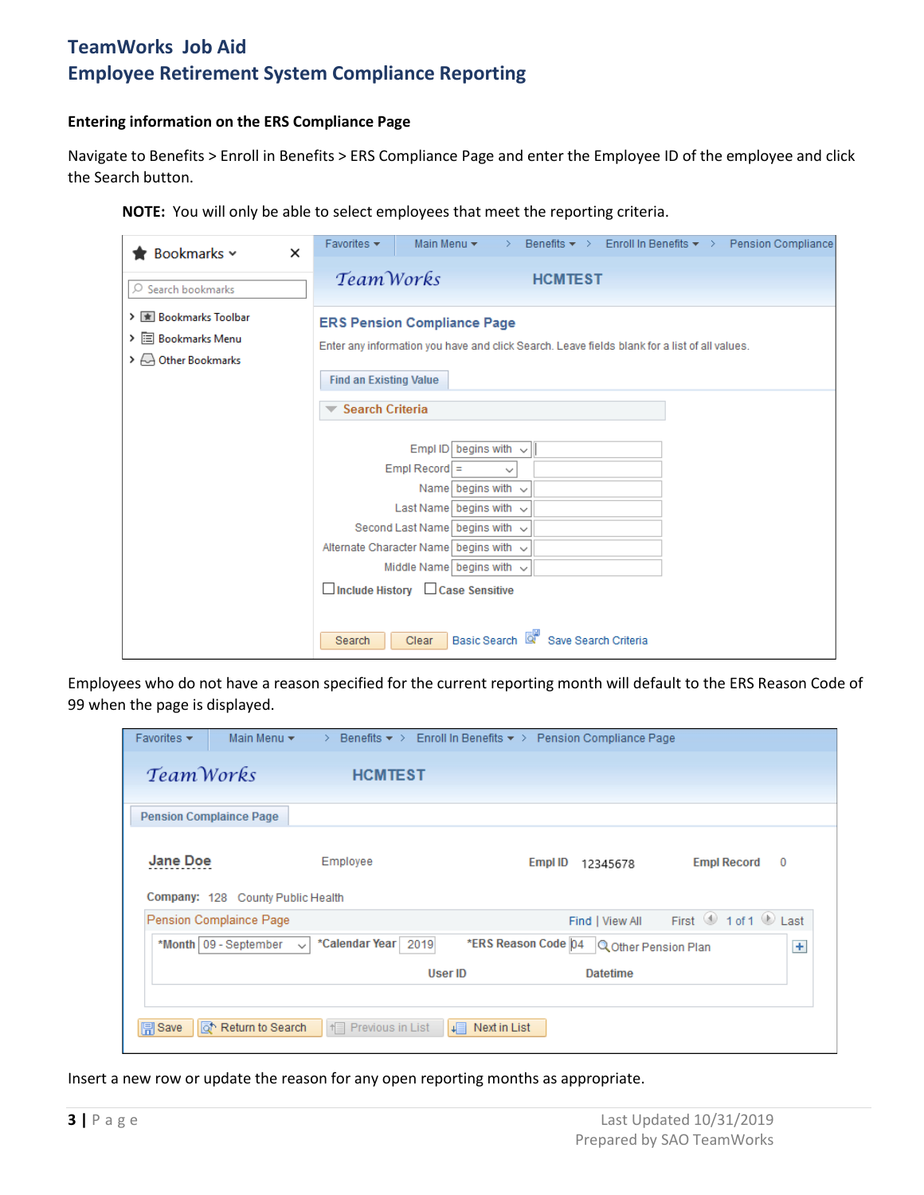#### Entering information on the ERS Compliance Page

Navigate to Benefits > Enroll in Benefits > ERS Compliance Page and enter the Employee ID of the employee and click the Search button.

**NOTE:** You will only be able to select employees that meet the reporting criteria.

Employees who do not have a reason specified for the current reporting month will default to the ERS Reason Code of 99 when the page is displayed.

Insert a new row or update the reason for any open reporting months as appropriate.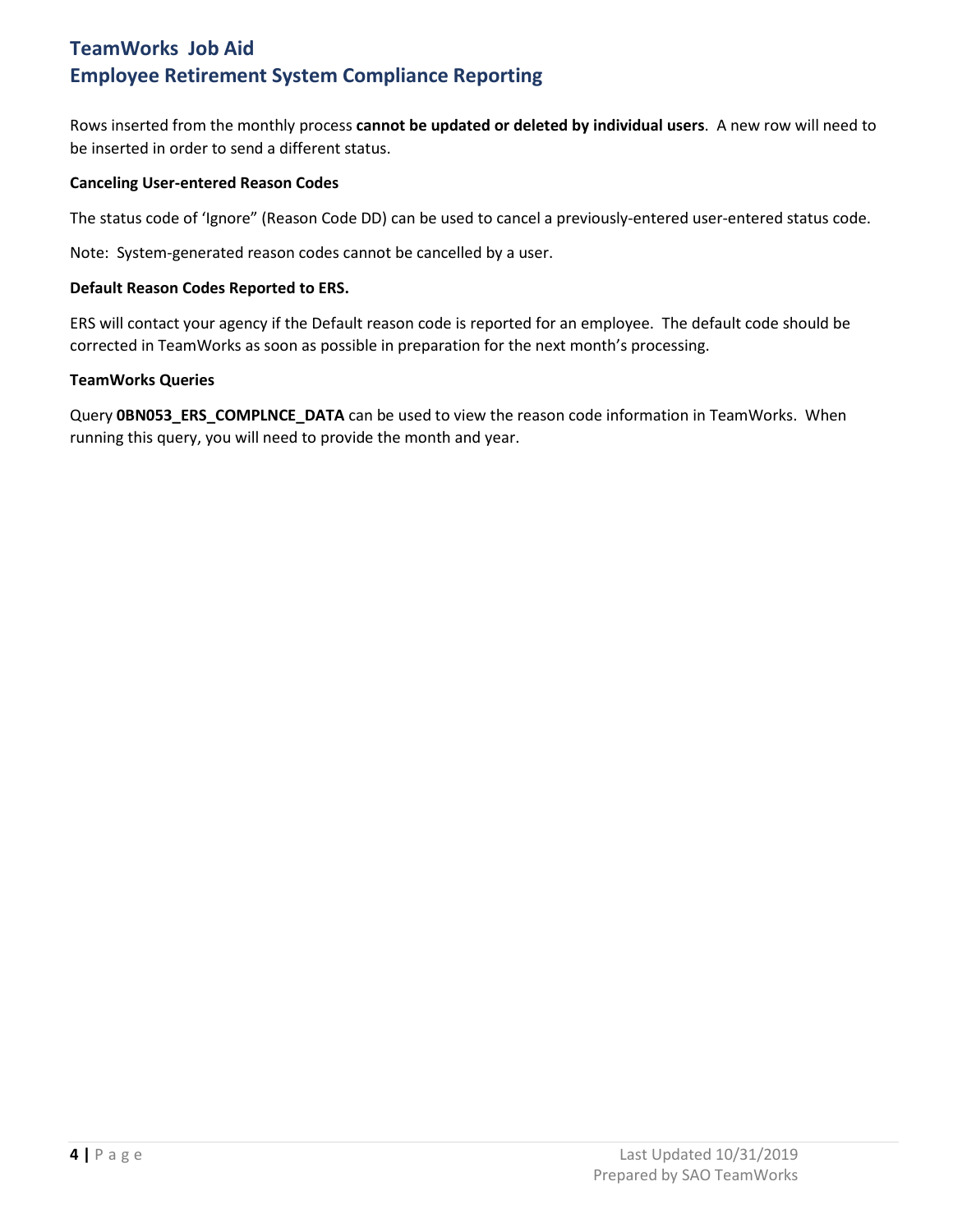Rows inserted from the monthly process **cannot be updated or deleted by individual users**. A new row will need to be inserted in order to send a different status.

**Canceling User-entered Reason Codes**

The status code of 'Ignore" (Reason Code DD) can be used to cancel a previously-entered user-entered status code.

Note: System-generated reason codes cannot be cancelled by a user.

**Default Reason Codes Reported to ERS.**

ERS will contact your agency if the Default reason code is reported for an employee. The default code should be corrected in TeamWorks as soon as possible in preparation for the next month's processing.

**TeamWorks Queries**

Query **0BN053_ERS_COMPLNCE_DATA** can be used to view the reason code information in TeamWorks. When running this query, you will need to provide the month and year.